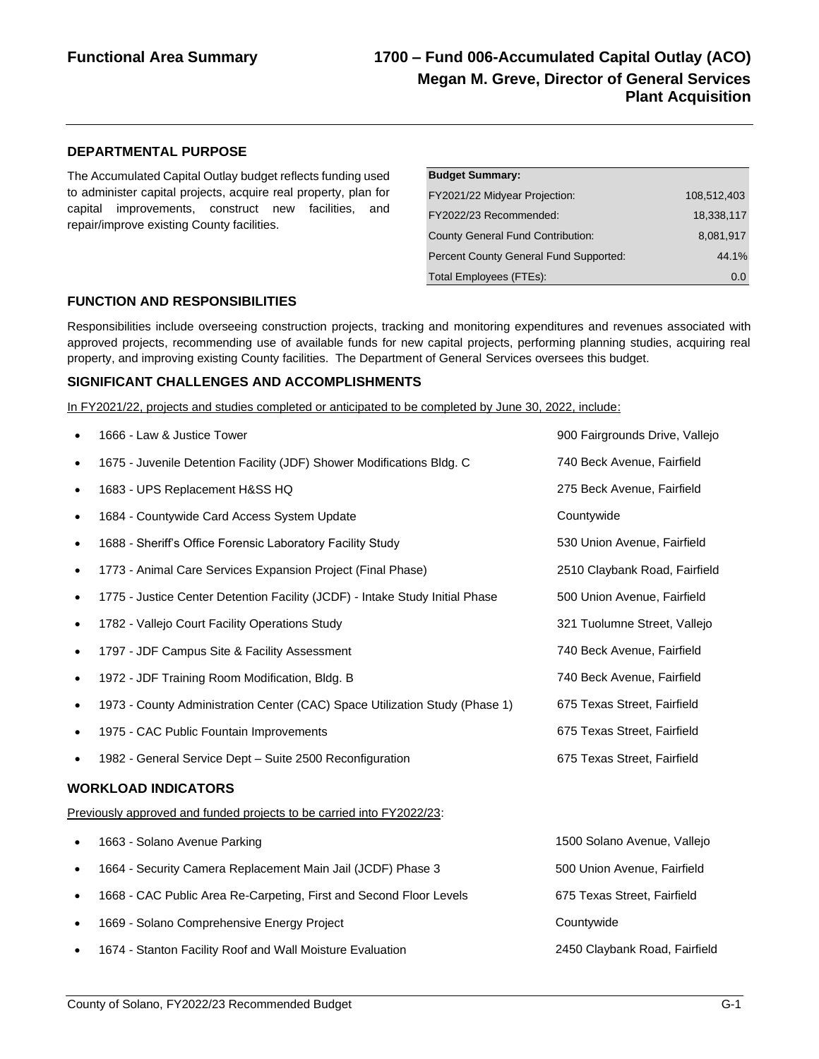# Functional Area Summary

## 1700 – Fund 006-Accumulated Capital Outlay (ACO)

**Megan M. Greve, Director of General Services**
**Plant Acquisition**

### DEPARTMENTAL PURPOSE

The Accumulated Capital Outlay budget reflects funding used to administer capital projects, acquire real property, plan for capital improvements, construct new facilities, and repair/improve existing County facilities.

| Budget Summary: | |
|---|---|
| FY2021/22 Midyear Projection: | 108,512,403 |
| FY2022/23 Recommended: | 18,338,117 |
| County General Fund Contribution: | 8,081,917 |
| Percent County General Fund Supported: | 44.1% |
| Total Employees (FTEs): | 0.0 |

### FUNCTION AND RESPONSIBILITIES

Responsibilities include overseeing construction projects, tracking and monitoring expenditures and revenues associated with approved projects, recommending use of available funds for new capital projects, performing planning studies, acquiring real property, and improving existing County facilities. The Department of General Services oversees this budget.

### SIGNIFICANT CHALLENGES AND ACCOMPLISHMENTS

In FY2021/22, projects and studies completed or anticipated to be completed by June 30, 2022, include:

- 1666 - Law & Justice Tower — 900 Fairgrounds Drive, Vallejo
- 1675 - Juvenile Detention Facility (JDF) Shower Modifications Bldg. C — 740 Beck Avenue, Fairfield
- 1683 - UPS Replacement H&SS HQ — 275 Beck Avenue, Fairfield
- 1684 - Countywide Card Access System Update — Countywide
- 1688 - Sheriff's Office Forensic Laboratory Facility Study — 530 Union Avenue, Fairfield
- 1773 - Animal Care Services Expansion Project (Final Phase) — 2510 Claybank Road, Fairfield
- 1775 - Justice Center Detention Facility (JCDF) - Intake Study Initial Phase — 500 Union Avenue, Fairfield
- 1782 - Vallejo Court Facility Operations Study — 321 Tuolumne Street, Vallejo
- 1797 - JDF Campus Site & Facility Assessment — 740 Beck Avenue, Fairfield
- 1972 - JDF Training Room Modification, Bldg. B — 740 Beck Avenue, Fairfield
- 1973 - County Administration Center (CAC) Space Utilization Study (Phase 1) — 675 Texas Street, Fairfield
- 1975 - CAC Public Fountain Improvements — 675 Texas Street, Fairfield
- 1982 - General Service Dept – Suite 2500 Reconfiguration — 675 Texas Street, Fairfield

### WORKLOAD INDICATORS

Previously approved and funded projects to be carried into FY2022/23:

- 1663 - Solano Avenue Parking — 1500 Solano Avenue, Vallejo
- 1664 - Security Camera Replacement Main Jail (JCDF) Phase 3 — 500 Union Avenue, Fairfield
- 1668 - CAC Public Area Re-Carpeting, First and Second Floor Levels — 675 Texas Street, Fairfield
- 1669 - Solano Comprehensive Energy Project — Countywide
- 1674 - Stanton Facility Roof and Wall Moisture Evaluation — 2450 Claybank Road, Fairfield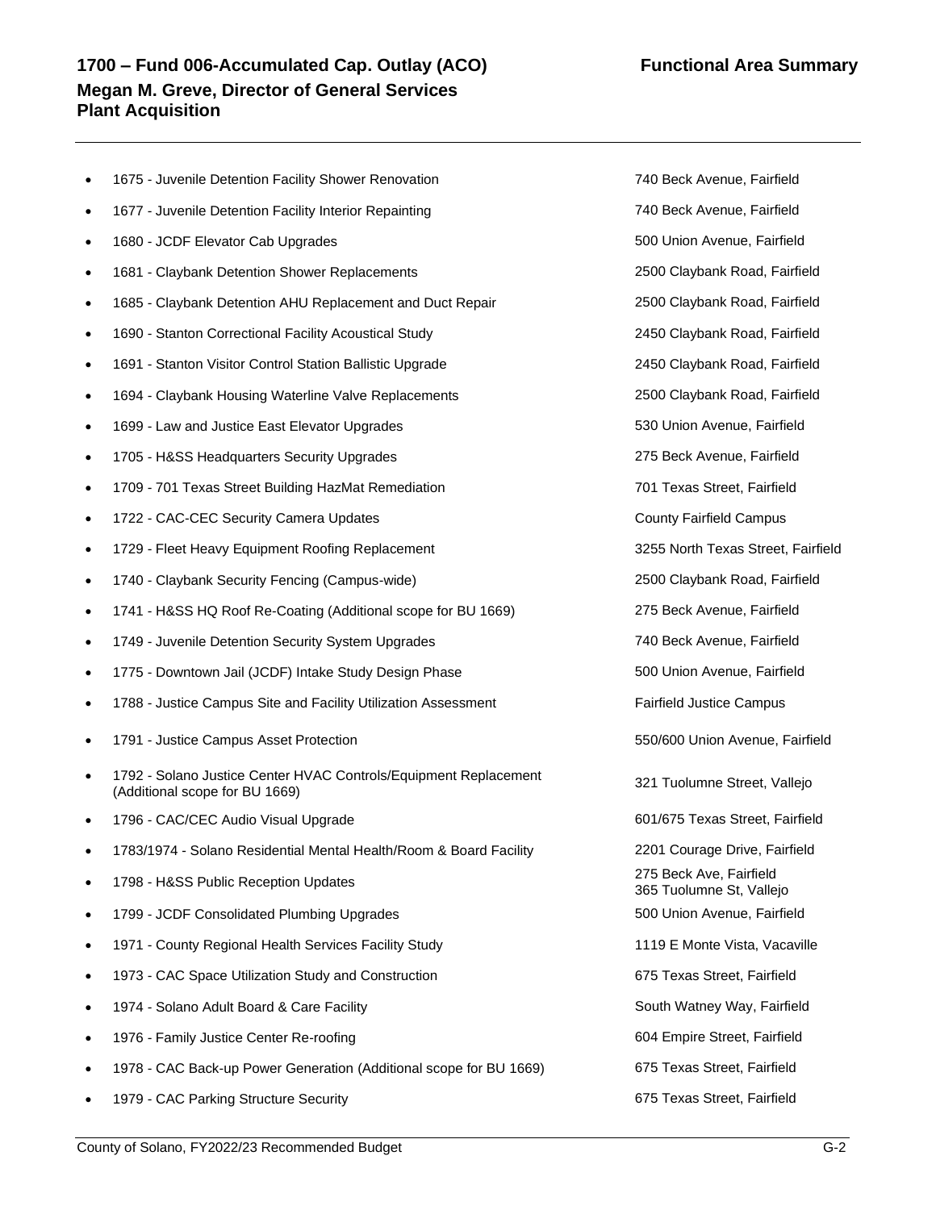## 1700 – Fund 006-Accumulated Cap. Outlay (ACO)

**Functional Area Summary**

### Megan M. Greve, Director of General Services
### Plant Acquisition

| Project | Location |
|---|---|
| • 1675 - Juvenile Detention Facility Shower Renovation | 740 Beck Avenue, Fairfield |
| • 1677 - Juvenile Detention Facility Interior Repainting | 740 Beck Avenue, Fairfield |
| • 1680 - JCDF Elevator Cab Upgrades | 500 Union Avenue, Fairfield |
| • 1681 - Claybank Detention Shower Replacements | 2500 Claybank Road, Fairfield |
| • 1685 - Claybank Detention AHU Replacement and Duct Repair | 2500 Claybank Road, Fairfield |
| • 1690 - Stanton Correctional Facility Acoustical Study | 2450 Claybank Road, Fairfield |
| • 1691 - Stanton Visitor Control Station Ballistic Upgrade | 2450 Claybank Road, Fairfield |
| • 1694 - Claybank Housing Waterline Valve Replacements | 2500 Claybank Road, Fairfield |
| • 1699 - Law and Justice East Elevator Upgrades | 530 Union Avenue, Fairfield |
| • 1705 - H&SS Headquarters Security Upgrades | 275 Beck Avenue, Fairfield |
| • 1709 - 701 Texas Street Building HazMat Remediation | 701 Texas Street, Fairfield |
| • 1722 - CAC-CEC Security Camera Updates | County Fairfield Campus |
| • 1729 - Fleet Heavy Equipment Roofing Replacement | 3255 North Texas Street, Fairfield |
| • 1740 - Claybank Security Fencing (Campus-wide) | 2500 Claybank Road, Fairfield |
| • 1741 - H&SS HQ Roof Re-Coating (Additional scope for BU 1669) | 275 Beck Avenue, Fairfield |
| • 1749 - Juvenile Detention Security System Upgrades | 740 Beck Avenue, Fairfield |
| • 1775 - Downtown Jail (JCDF) Intake Study Design Phase | 500 Union Avenue, Fairfield |
| • 1788 - Justice Campus Site and Facility Utilization Assessment | Fairfield Justice Campus |
| • 1791 - Justice Campus Asset Protection | 550/600 Union Avenue, Fairfield |
| • 1792 - Solano Justice Center HVAC Controls/Equipment Replacement (Additional scope for BU 1669) | 321 Tuolumne Street, Vallejo |
| • 1796 - CAC/CEC Audio Visual Upgrade | 601/675 Texas Street, Fairfield |
| • 1783/1974 - Solano Residential Mental Health/Room & Board Facility | 2201 Courage Drive, Fairfield |
| • 1798 - H&SS Public Reception Updates | 275 Beck Ave, Fairfield<br>365 Tuolumne St, Vallejo |
| • 1799 - JCDF Consolidated Plumbing Upgrades | 500 Union Avenue, Fairfield |
| • 1971 - County Regional Health Services Facility Study | 1119 E Monte Vista, Vacaville |
| • 1973 - CAC Space Utilization Study and Construction | 675 Texas Street, Fairfield |
| • 1974 - Solano Adult Board & Care Facility | South Watney Way, Fairfield |
| • 1976 - Family Justice Center Re-roofing | 604 Empire Street, Fairfield |
| • 1978 - CAC Back-up Power Generation (Additional scope for BU 1669) | 675 Texas Street, Fairfield |
| • 1979 - CAC Parking Structure Security | 675 Texas Street, Fairfield |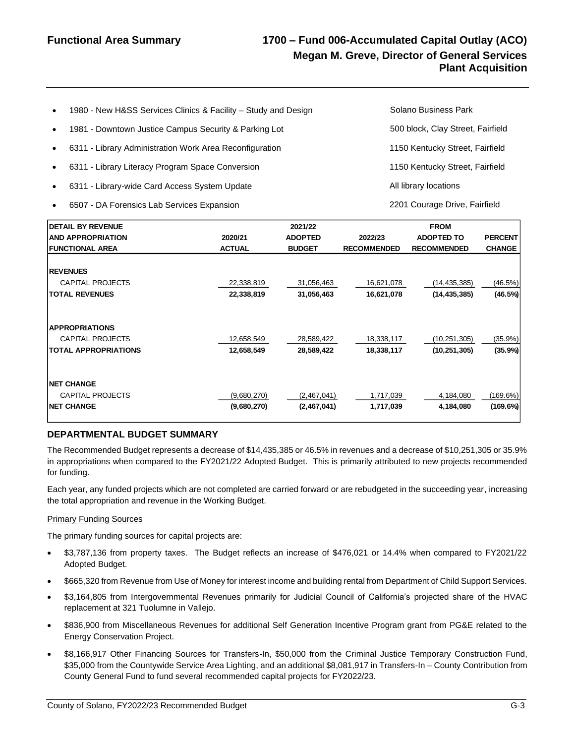## Functional Area Summary

## 1700 – Fund 006-Accumulated Capital Outlay (ACO)

### Megan M. Greve, Director of General Services

### Plant Acquisition

| Project | Location |
|---|---|
| • 1980 - New H&SS Services Clinics & Facility – Study and Design | Solano Business Park |
| • 1981 - Downtown Justice Campus Security & Parking Lot | 500 block, Clay Street, Fairfield |
| • 6311 - Library Administration Work Area Reconfiguration | 1150 Kentucky Street, Fairfield |
| • 6311 - Library Literacy Program Space Conversion | 1150 Kentucky Street, Fairfield |
| • 6311 - Library-wide Card Access System Update | All library locations |
| • 6507 - DA Forensics Lab Services Expansion | 2201 Courage Drive, Fairfield |

| DETAIL BY REVENUE AND APPROPRIATION FUNCTIONAL AREA | 2020/21 ACTUAL | 2021/22 ADOPTED BUDGET | 2022/23 RECOMMENDED | FROM ADOPTED TO RECOMMENDED | PERCENT CHANGE |
|---|---|---|---|---|---|
| **REVENUES** | | | | | |
| CAPITAL PROJECTS | 22,338,819 | 31,056,463 | 16,621,078 | (14,435,385) | (46.5%) |
| **TOTAL REVENUES** | **22,338,819** | **31,056,463** | **16,621,078** | **(14,435,385)** | **(46.5%)** |
| **APPROPRIATIONS** | | | | | |
| CAPITAL PROJECTS | 12,658,549 | 28,589,422 | 18,338,117 | (10,251,305) | (35.9%) |
| **TOTAL APPROPRIATIONS** | **12,658,549** | **28,589,422** | **18,338,117** | **(10,251,305)** | **(35.9%)** |
| **NET CHANGE** | | | | | |
| CAPITAL PROJECTS | (9,680,270) | (2,467,041) | 1,717,039 | 4,184,080 | (169.6%) |
| **NET CHANGE** | **(9,680,270)** | **(2,467,041)** | **1,717,039** | **4,184,080** | **(169.6%)** |

### DEPARTMENTAL BUDGET SUMMARY

The Recommended Budget represents a decrease of $14,435,385 or 46.5% in revenues and a decrease of $10,251,305 or 35.9% in appropriations when compared to the FY2021/22 Adopted Budget. This is primarily attributed to new projects recommended for funding.

Each year, any funded projects which are not completed are carried forward or are rebudgeted in the succeeding year, increasing the total appropriation and revenue in the Working Budget.

Primary Funding Sources

The primary funding sources for capital projects are:

- $3,787,136 from property taxes. The Budget reflects an increase of $476,021 or 14.4% when compared to FY2021/22 Adopted Budget.
- $665,320 from Revenue from Use of Money for interest income and building rental from Department of Child Support Services.
- $3,164,805 from Intergovernmental Revenues primarily for Judicial Council of California's projected share of the HVAC replacement at 321 Tuolumne in Vallejo.
- $836,900 from Miscellaneous Revenues for additional Self Generation Incentive Program grant from PG&E related to the Energy Conservation Project.
- $8,166,917 Other Financing Sources for Transfers-In, $50,000 from the Criminal Justice Temporary Construction Fund, $35,000 from the Countywide Service Area Lighting, and an additional $8,081,917 in Transfers-In – County Contribution from County General Fund to fund several recommended capital projects for FY2022/23.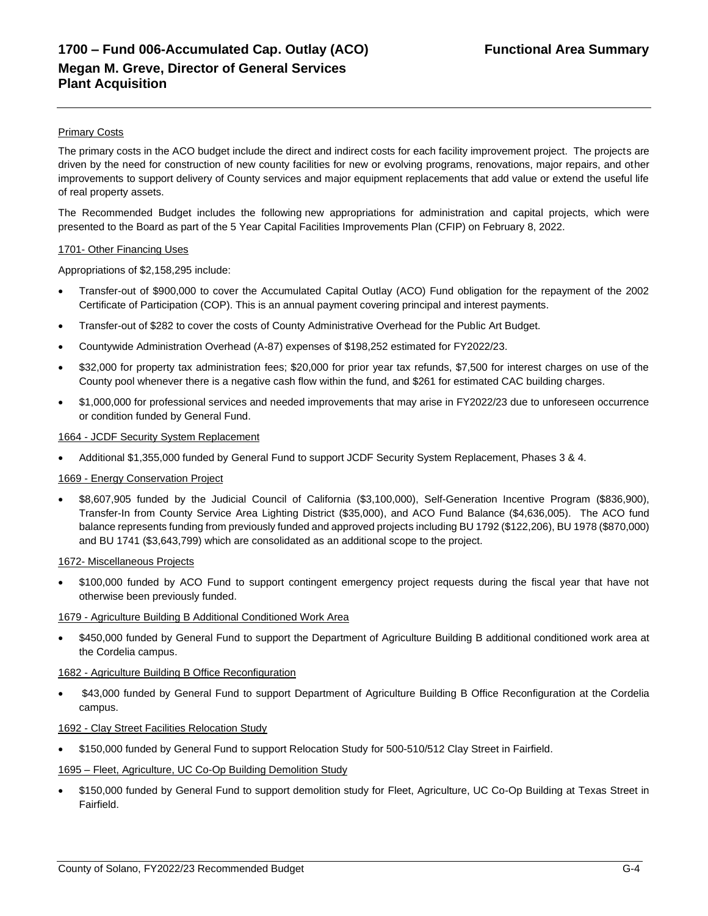# 1700 – Fund 006-Accumulated Cap. Outlay (ACO)

**Functional Area Summary**

## Megan M. Greve, Director of General Services
## Plant Acquisition

Primary Costs

The primary costs in the ACO budget include the direct and indirect costs for each facility improvement project. The projects are driven by the need for construction of new county facilities for new or evolving programs, renovations, major repairs, and other improvements to support delivery of County services and major equipment replacements that add value or extend the useful life of real property assets.

The Recommended Budget includes the following new appropriations for administration and capital projects, which were presented to the Board as part of the 5 Year Capital Facilities Improvements Plan (CFIP) on February 8, 2022.

1701- Other Financing Uses

Appropriations of $2,158,295 include:

- Transfer-out of $900,000 to cover the Accumulated Capital Outlay (ACO) Fund obligation for the repayment of the 2002 Certificate of Participation (COP). This is an annual payment covering principal and interest payments.
- Transfer-out of $282 to cover the costs of County Administrative Overhead for the Public Art Budget.
- Countywide Administration Overhead (A-87) expenses of $198,252 estimated for FY2022/23.
- $32,000 for property tax administration fees; $20,000 for prior year tax refunds, $7,500 for interest charges on use of the County pool whenever there is a negative cash flow within the fund, and $261 for estimated CAC building charges.
- $1,000,000 for professional services and needed improvements that may arise in FY2022/23 due to unforeseen occurrence or condition funded by General Fund.

1664 - JCDF Security System Replacement

- Additional $1,355,000 funded by General Fund to support JCDF Security System Replacement, Phases 3 & 4.

1669 - Energy Conservation Project

- $8,607,905 funded by the Judicial Council of California ($3,100,000), Self-Generation Incentive Program ($836,900), Transfer-In from County Service Area Lighting District ($35,000), and ACO Fund Balance ($4,636,005). The ACO fund balance represents funding from previously funded and approved projects including BU 1792 ($122,206), BU 1978 ($870,000) and BU 1741 ($3,643,799) which are consolidated as an additional scope to the project.

1672- Miscellaneous Projects

- $100,000 funded by ACO Fund to support contingent emergency project requests during the fiscal year that have not otherwise been previously funded.

1679 - Agriculture Building B Additional Conditioned Work Area

- $450,000 funded by General Fund to support the Department of Agriculture Building B additional conditioned work area at the Cordelia campus.

1682 - Agriculture Building B Office Reconfiguration

- $43,000 funded by General Fund to support Department of Agriculture Building B Office Reconfiguration at the Cordelia campus.

1692 - Clay Street Facilities Relocation Study

- $150,000 funded by General Fund to support Relocation Study for 500-510/512 Clay Street in Fairfield.

1695 – Fleet, Agriculture, UC Co-Op Building Demolition Study

- $150,000 funded by General Fund to support demolition study for Fleet, Agriculture, UC Co-Op Building at Texas Street in Fairfield.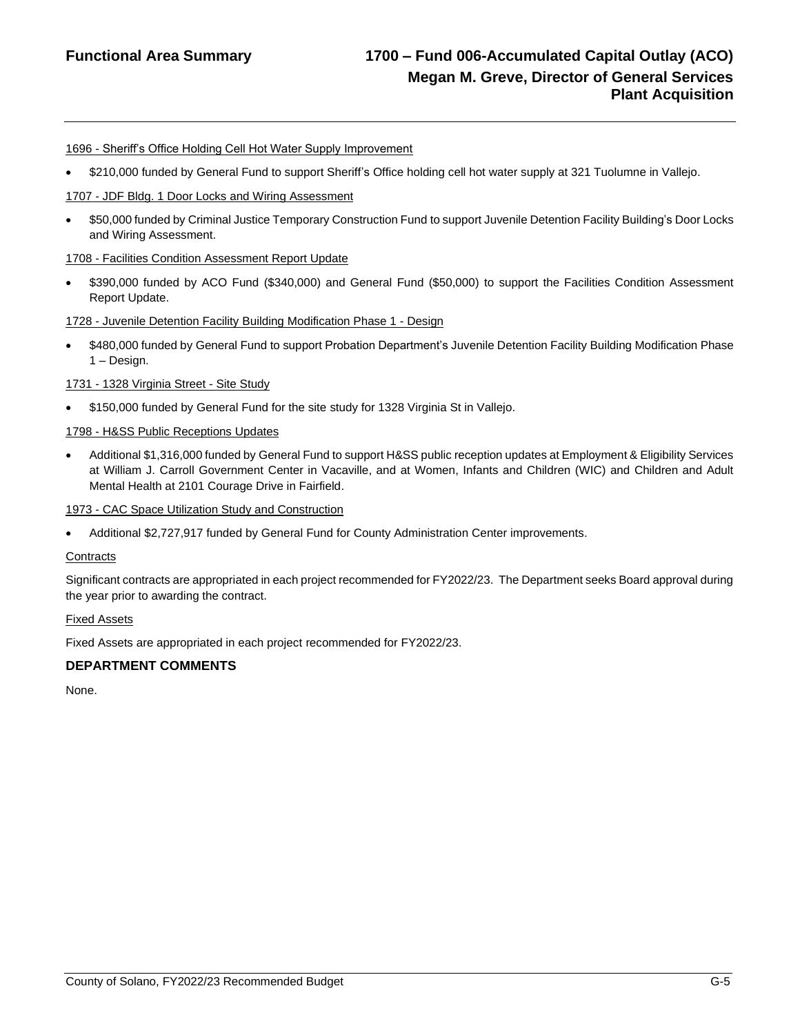1696 - Sheriff's Office Holding Cell Hot Water Supply Improvement

- $210,000 funded by General Fund to support Sheriff's Office holding cell hot water supply at 321 Tuolumne in Vallejo.

1707 - JDF Bldg. 1 Door Locks and Wiring Assessment

- $50,000 funded by Criminal Justice Temporary Construction Fund to support Juvenile Detention Facility Building's Door Locks and Wiring Assessment.

1708 - Facilities Condition Assessment Report Update

- $390,000 funded by ACO Fund ($340,000) and General Fund ($50,000) to support the Facilities Condition Assessment Report Update.

1728 - Juvenile Detention Facility Building Modification Phase 1 - Design

- $480,000 funded by General Fund to support Probation Department's Juvenile Detention Facility Building Modification Phase 1 – Design.

1731 - 1328 Virginia Street - Site Study

- $150,000 funded by General Fund for the site study for 1328 Virginia St in Vallejo.

1798 - H&SS Public Receptions Updates

- Additional $1,316,000 funded by General Fund to support H&SS public reception updates at Employment & Eligibility Services at William J. Carroll Government Center in Vacaville, and at Women, Infants and Children (WIC) and Children and Adult Mental Health at 2101 Courage Drive in Fairfield.

1973 - CAC Space Utilization Study and Construction

- Additional $2,727,917 funded by General Fund for County Administration Center improvements.

Contracts

Significant contracts are appropriated in each project recommended for FY2022/23. The Department seeks Board approval during the year prior to awarding the contract.

Fixed Assets

Fixed Assets are appropriated in each project recommended for FY2022/23.

## DEPARTMENT COMMENTS

None.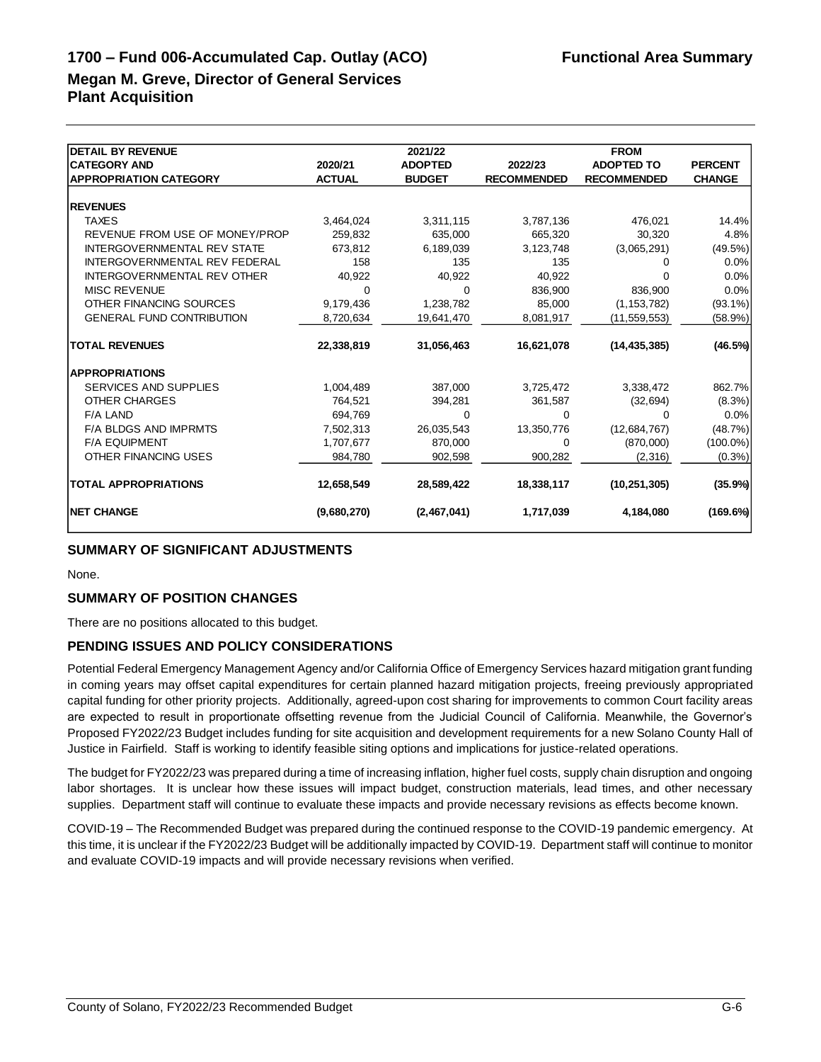# 1700 – Fund 006-Accumulated Cap. Outlay (ACO)

**Functional Area Summary**

## Megan M. Greve, Director of General Services
## Plant Acquisition

| DETAIL BY REVENUE CATEGORY AND APPROPRIATION CATEGORY | 2020/21 ACTUAL | 2021/22 ADOPTED BUDGET | 2022/23 RECOMMENDED | FROM ADOPTED TO RECOMMENDED | PERCENT CHANGE |
|---|---|---|---|---|---|
| **REVENUES** | | | | | |
| TAXES | 3,464,024 | 3,311,115 | 3,787,136 | 476,021 | 14.4% |
| REVENUE FROM USE OF MONEY/PROP | 259,832 | 635,000 | 665,320 | 30,320 | 4.8% |
| INTERGOVERNMENTAL REV STATE | 673,812 | 6,189,039 | 3,123,748 | (3,065,291) | (49.5%) |
| INTERGOVERNMENTAL REV FEDERAL | 158 | 135 | 135 | 0 | 0.0% |
| INTERGOVERNMENTAL REV OTHER | 40,922 | 40,922 | 40,922 | 0 | 0.0% |
| MISC REVENUE | 0 | 0 | 836,900 | 836,900 | 0.0% |
| OTHER FINANCING SOURCES | 9,179,436 | 1,238,782 | 85,000 | (1,153,782) | (93.1%) |
| GENERAL FUND CONTRIBUTION | 8,720,634 | 19,641,470 | 8,081,917 | (11,559,553) | (58.9%) |
| **TOTAL REVENUES** | **22,338,819** | **31,056,463** | **16,621,078** | **(14,435,385)** | **(46.5%)** |
| **APPROPRIATIONS** | | | | | |
| SERVICES AND SUPPLIES | 1,004,489 | 387,000 | 3,725,472 | 3,338,472 | 862.7% |
| OTHER CHARGES | 764,521 | 394,281 | 361,587 | (32,694) | (8.3%) |
| F/A LAND | 694,769 | 0 | 0 | 0 | 0.0% |
| F/A BLDGS AND IMPRMTS | 7,502,313 | 26,035,543 | 13,350,776 | (12,684,767) | (48.7%) |
| F/A EQUIPMENT | 1,707,677 | 870,000 | 0 | (870,000) | (100.0%) |
| OTHER FINANCING USES | 984,780 | 902,598 | 900,282 | (2,316) | (0.3%) |
| **TOTAL APPROPRIATIONS** | **12,658,549** | **28,589,422** | **18,338,117** | **(10,251,305)** | **(35.9%)** |
| **NET CHANGE** | **(9,680,270)** | **(2,467,041)** | **1,717,039** | **4,184,080** | **(169.6%)** |

### SUMMARY OF SIGNIFICANT ADJUSTMENTS

None.

### SUMMARY OF POSITION CHANGES

There are no positions allocated to this budget.

### PENDING ISSUES AND POLICY CONSIDERATIONS

Potential Federal Emergency Management Agency and/or California Office of Emergency Services hazard mitigation grant funding in coming years may offset capital expenditures for certain planned hazard mitigation projects, freeing previously appropriated capital funding for other priority projects. Additionally, agreed-upon cost sharing for improvements to common Court facility areas are expected to result in proportionate offsetting revenue from the Judicial Council of California. Meanwhile, the Governor's Proposed FY2022/23 Budget includes funding for site acquisition and development requirements for a new Solano County Hall of Justice in Fairfield. Staff is working to identify feasible siting options and implications for justice-related operations.

The budget for FY2022/23 was prepared during a time of increasing inflation, higher fuel costs, supply chain disruption and ongoing labor shortages. It is unclear how these issues will impact budget, construction materials, lead times, and other necessary supplies. Department staff will continue to evaluate these impacts and provide necessary revisions as effects become known.

COVID-19 – The Recommended Budget was prepared during the continued response to the COVID-19 pandemic emergency. At this time, it is unclear if the FY2022/23 Budget will be additionally impacted by COVID-19. Department staff will continue to monitor and evaluate COVID-19 impacts and will provide necessary revisions when verified.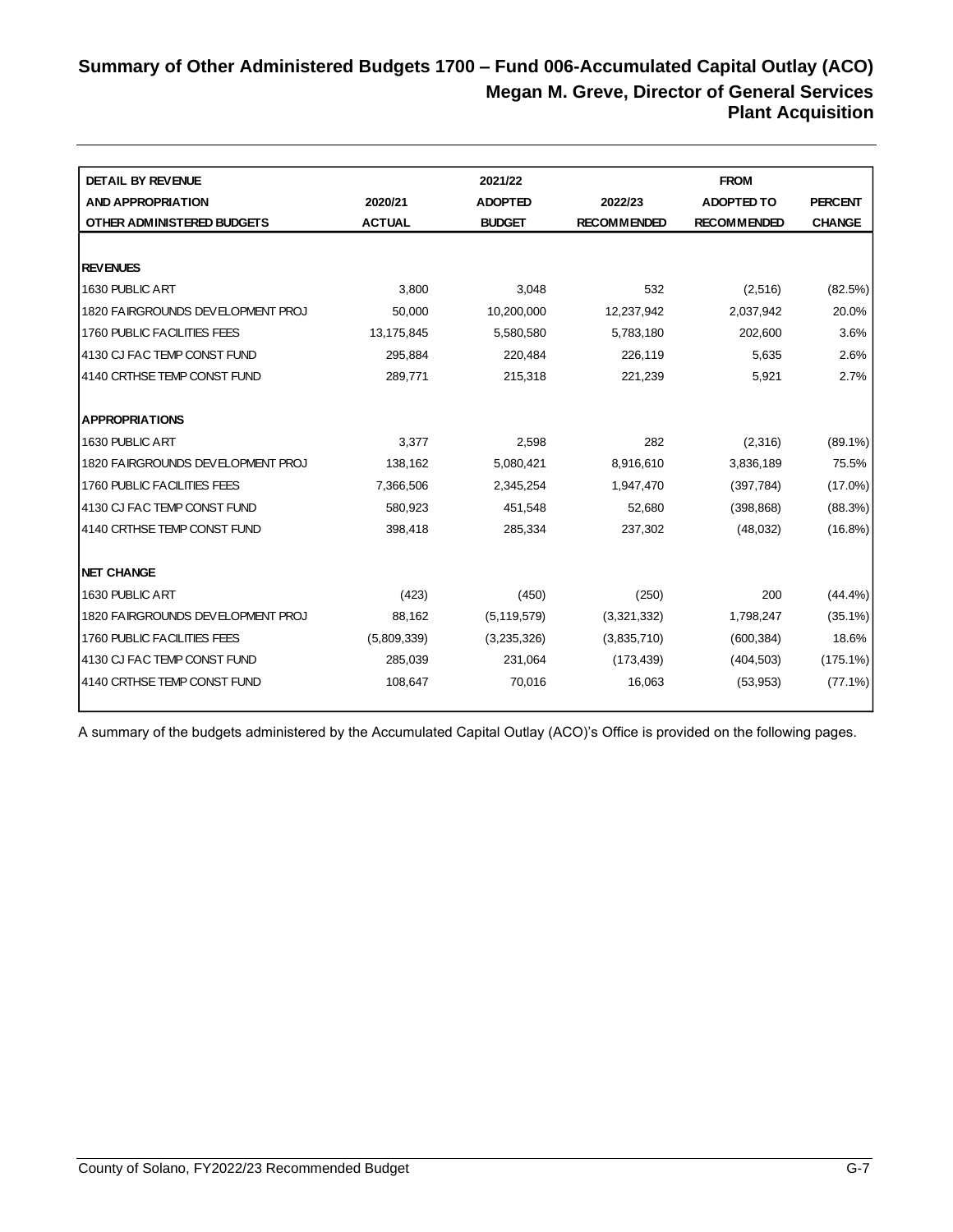# Summary of Other Administered Budgets 1700 – Fund 006-Accumulated Capital Outlay (ACO)

## Megan M. Greve, Director of General Services

## Plant Acquisition

| DETAIL BY REVENUE AND APPROPRIATION OTHER ADMINISTERED BUDGETS | 2020/21 ACTUAL | 2021/22 ADOPTED BUDGET | 2022/23 RECOMMENDED | FROM ADOPTED TO RECOMMENDED | PERCENT CHANGE |
|---|---|---|---|---|---|
| **REVENUES** | | | | | |
| 1630 PUBLIC ART | 3,800 | 3,048 | 532 | (2,516) | (82.5%) |
| 1820 FAIRGROUNDS DEVELOPMENT PROJ | 50,000 | 10,200,000 | 12,237,942 | 2,037,942 | 20.0% |
| 1760 PUBLIC FACILITIES FEES | 13,175,845 | 5,580,580 | 5,783,180 | 202,600 | 3.6% |
| 4130 CJ FAC TEMP CONST FUND | 295,884 | 220,484 | 226,119 | 5,635 | 2.6% |
| 4140 CRTHSE TEMP CONST FUND | 289,771 | 215,318 | 221,239 | 5,921 | 2.7% |
| **APPROPRIATIONS** | | | | | |
| 1630 PUBLIC ART | 3,377 | 2,598 | 282 | (2,316) | (89.1%) |
| 1820 FAIRGROUNDS DEVELOPMENT PROJ | 138,162 | 5,080,421 | 8,916,610 | 3,836,189 | 75.5% |
| 1760 PUBLIC FACILITIES FEES | 7,366,506 | 2,345,254 | 1,947,470 | (397,784) | (17.0%) |
| 4130 CJ FAC TEMP CONST FUND | 580,923 | 451,548 | 52,680 | (398,868) | (88.3%) |
| 4140 CRTHSE TEMP CONST FUND | 398,418 | 285,334 | 237,302 | (48,032) | (16.8%) |
| **NET CHANGE** | | | | | |
| 1630 PUBLIC ART | (423) | (450) | (250) | 200 | (44.4%) |
| 1820 FAIRGROUNDS DEVELOPMENT PROJ | 88,162 | (5,119,579) | (3,321,332) | 1,798,247 | (35.1%) |
| 1760 PUBLIC FACILITIES FEES | (5,809,339) | (3,235,326) | (3,835,710) | (600,384) | 18.6% |
| 4130 CJ FAC TEMP CONST FUND | 285,039 | 231,064 | (173,439) | (404,503) | (175.1%) |
| 4140 CRTHSE TEMP CONST FUND | 108,647 | 70,016 | 16,063 | (53,953) | (77.1%) |

A summary of the budgets administered by the Accumulated Capital Outlay (ACO)'s Office is provided on the following pages.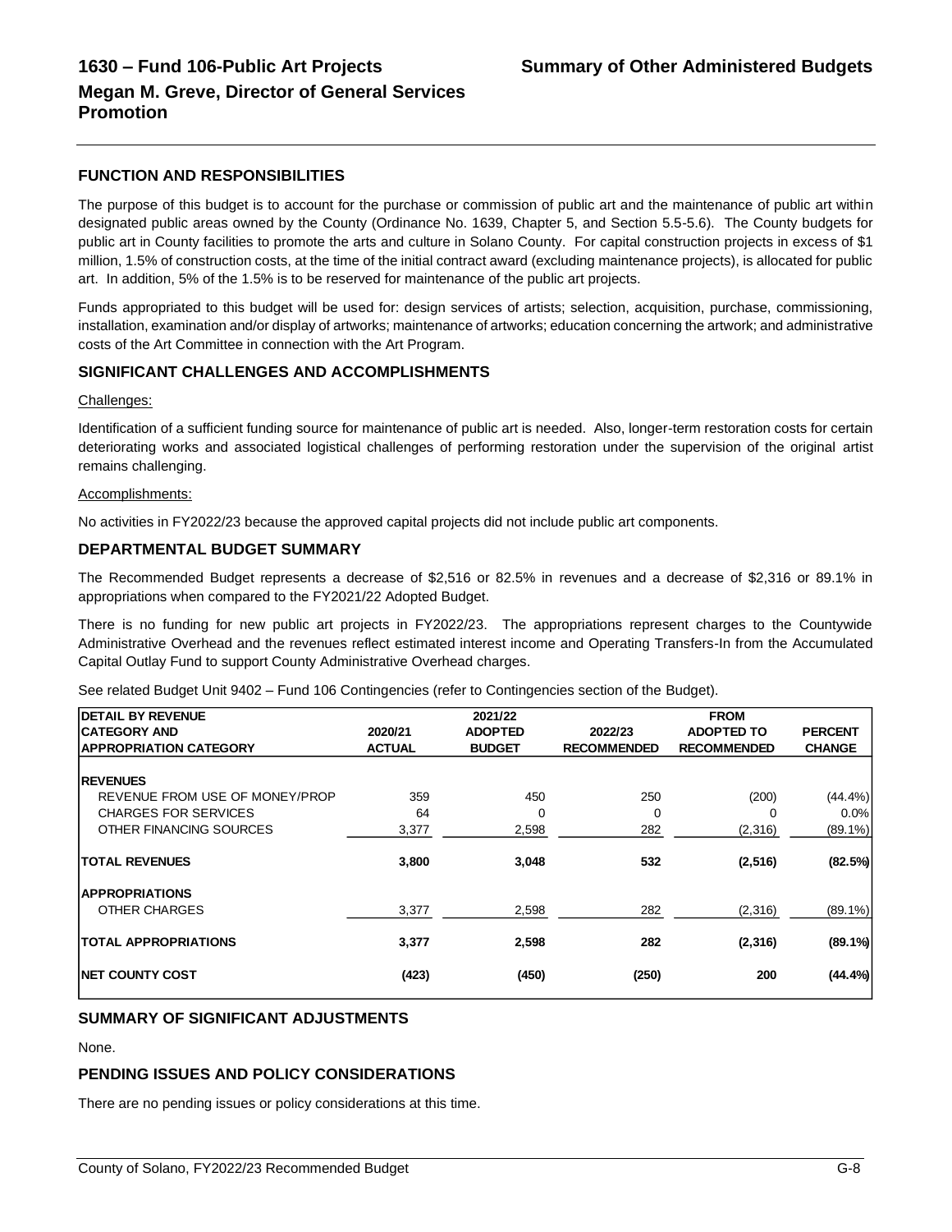# 1630 – Fund 106-Public Art Projects

## Summary of Other Administered Budgets

## Megan M. Greve, Director of General Services Promotion

### FUNCTION AND RESPONSIBILITIES

The purpose of this budget is to account for the purchase or commission of public art and the maintenance of public art within designated public areas owned by the County (Ordinance No. 1639, Chapter 5, and Section 5.5-5.6). The County budgets for public art in County facilities to promote the arts and culture in Solano County. For capital construction projects in excess of $1 million, 1.5% of construction costs, at the time of the initial contract award (excluding maintenance projects), is allocated for public art. In addition, 5% of the 1.5% is to be reserved for maintenance of the public art projects.

Funds appropriated to this budget will be used for: design services of artists; selection, acquisition, purchase, commissioning, installation, examination and/or display of artworks; maintenance of artworks; education concerning the artwork; and administrative costs of the Art Committee in connection with the Art Program.

### SIGNIFICANT CHALLENGES AND ACCOMPLISHMENTS

Challenges:

Identification of a sufficient funding source for maintenance of public art is needed. Also, longer-term restoration costs for certain deteriorating works and associated logistical challenges of performing restoration under the supervision of the original artist remains challenging.

Accomplishments:

No activities in FY2022/23 because the approved capital projects did not include public art components.

### DEPARTMENTAL BUDGET SUMMARY

The Recommended Budget represents a decrease of $2,516 or 82.5% in revenues and a decrease of $2,316 or 89.1% in appropriations when compared to the FY2021/22 Adopted Budget.

There is no funding for new public art projects in FY2022/23. The appropriations represent charges to the Countywide Administrative Overhead and the revenues reflect estimated interest income and Operating Transfers-In from the Accumulated Capital Outlay Fund to support County Administrative Overhead charges.

See related Budget Unit 9402 – Fund 106 Contingencies (refer to Contingencies section of the Budget).

| DETAIL BY REVENUE CATEGORY AND APPROPRIATION CATEGORY | 2020/21 ACTUAL | 2021/22 ADOPTED BUDGET | 2022/23 RECOMMENDED | FROM ADOPTED TO RECOMMENDED | PERCENT CHANGE |
|---|---|---|---|---|---|
| **REVENUES** | | | | | |
| REVENUE FROM USE OF MONEY/PROP | 359 | 450 | 250 | (200) | (44.4%) |
| CHARGES FOR SERVICES | 64 | 0 | 0 | 0 | 0.0% |
| OTHER FINANCING SOURCES | 3,377 | 2,598 | 282 | (2,316) | (89.1%) |
| **TOTAL REVENUES** | **3,800** | **3,048** | **532** | **(2,516)** | **(82.5%)** |
| **APPROPRIATIONS** | | | | | |
| OTHER CHARGES | 3,377 | 2,598 | 282 | (2,316) | (89.1%) |
| **TOTAL APPROPRIATIONS** | **3,377** | **2,598** | **282** | **(2,316)** | **(89.1%)** |
| **NET COUNTY COST** | **(423)** | **(450)** | **(250)** | **200** | **(44.4%)** |

### SUMMARY OF SIGNIFICANT ADJUSTMENTS

None.

### PENDING ISSUES AND POLICY CONSIDERATIONS

There are no pending issues or policy considerations at this time.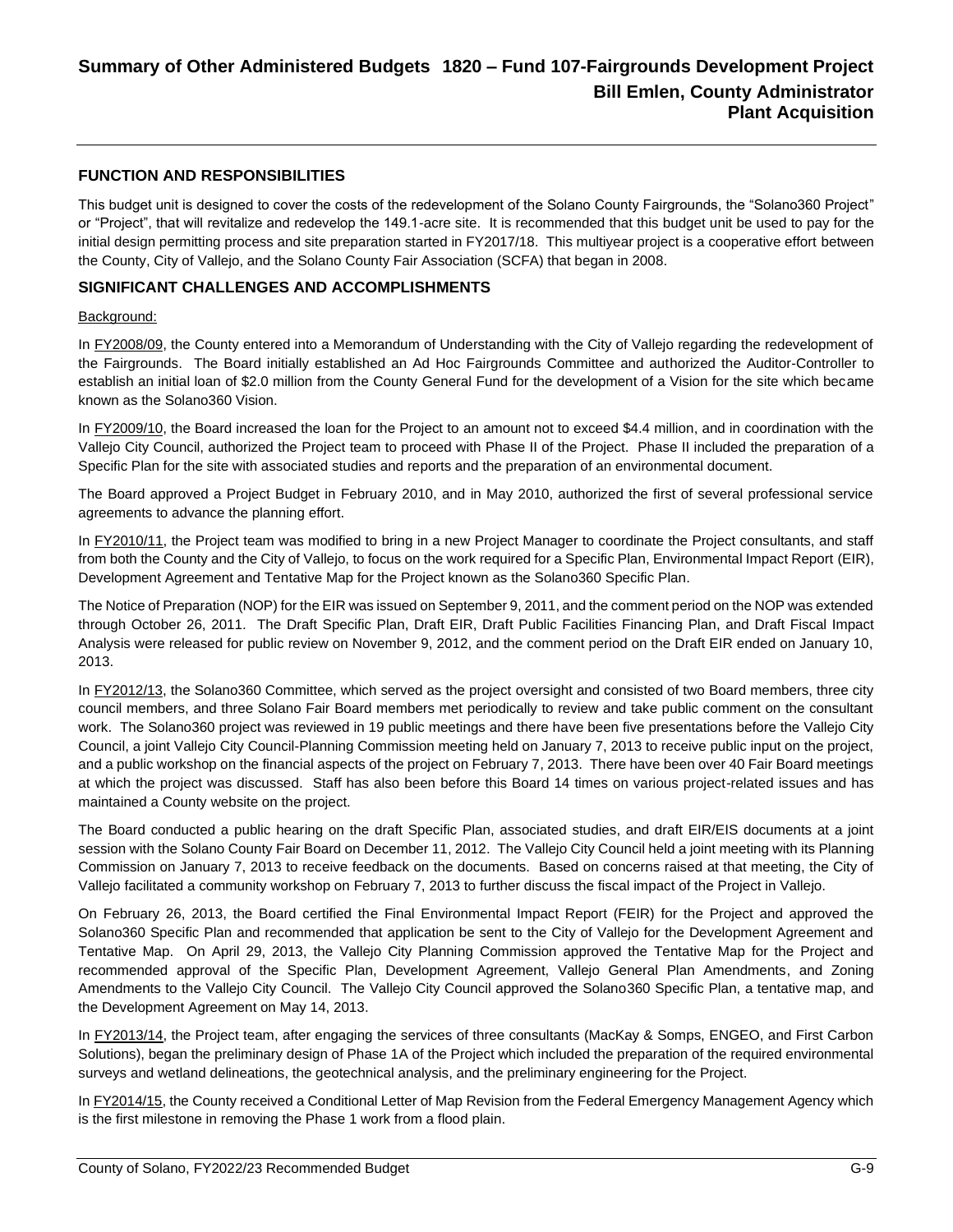# Summary of Other Administered Budgets 1820 – Fund 107-Fairgrounds Development Project

**Bill Emlen, County Administrator**
**Plant Acquisition**

## FUNCTION AND RESPONSIBILITIES

This budget unit is designed to cover the costs of the redevelopment of the Solano County Fairgrounds, the "Solano360 Project" or "Project", that will revitalize and redevelop the 149.1-acre site. It is recommended that this budget unit be used to pay for the initial design permitting process and site preparation started in FY2017/18. This multiyear project is a cooperative effort between the County, City of Vallejo, and the Solano County Fair Association (SCFA) that began in 2008.

## SIGNIFICANT CHALLENGES AND ACCOMPLISHMENTS

Background:

In FY2008/09, the County entered into a Memorandum of Understanding with the City of Vallejo regarding the redevelopment of the Fairgrounds. The Board initially established an Ad Hoc Fairgrounds Committee and authorized the Auditor-Controller to establish an initial loan of $2.0 million from the County General Fund for the development of a Vision for the site which became known as the Solano360 Vision.

In FY2009/10, the Board increased the loan for the Project to an amount not to exceed $4.4 million, and in coordination with the Vallejo City Council, authorized the Project team to proceed with Phase II of the Project. Phase II included the preparation of a Specific Plan for the site with associated studies and reports and the preparation of an environmental document.

The Board approved a Project Budget in February 2010, and in May 2010, authorized the first of several professional service agreements to advance the planning effort.

In FY2010/11, the Project team was modified to bring in a new Project Manager to coordinate the Project consultants, and staff from both the County and the City of Vallejo, to focus on the work required for a Specific Plan, Environmental Impact Report (EIR), Development Agreement and Tentative Map for the Project known as the Solano360 Specific Plan.

The Notice of Preparation (NOP) for the EIR was issued on September 9, 2011, and the comment period on the NOP was extended through October 26, 2011. The Draft Specific Plan, Draft EIR, Draft Public Facilities Financing Plan, and Draft Fiscal Impact Analysis were released for public review on November 9, 2012, and the comment period on the Draft EIR ended on January 10, 2013.

In FY2012/13, the Solano360 Committee, which served as the project oversight and consisted of two Board members, three city council members, and three Solano Fair Board members met periodically to review and take public comment on the consultant work. The Solano360 project was reviewed in 19 public meetings and there have been five presentations before the Vallejo City Council, a joint Vallejo City Council-Planning Commission meeting held on January 7, 2013 to receive public input on the project, and a public workshop on the financial aspects of the project on February 7, 2013. There have been over 40 Fair Board meetings at which the project was discussed. Staff has also been before this Board 14 times on various project-related issues and has maintained a County website on the project.

The Board conducted a public hearing on the draft Specific Plan, associated studies, and draft EIR/EIS documents at a joint session with the Solano County Fair Board on December 11, 2012. The Vallejo City Council held a joint meeting with its Planning Commission on January 7, 2013 to receive feedback on the documents. Based on concerns raised at that meeting, the City of Vallejo facilitated a community workshop on February 7, 2013 to further discuss the fiscal impact of the Project in Vallejo.

On February 26, 2013, the Board certified the Final Environmental Impact Report (FEIR) for the Project and approved the Solano360 Specific Plan and recommended that application be sent to the City of Vallejo for the Development Agreement and Tentative Map. On April 29, 2013, the Vallejo City Planning Commission approved the Tentative Map for the Project and recommended approval of the Specific Plan, Development Agreement, Vallejo General Plan Amendments, and Zoning Amendments to the Vallejo City Council. The Vallejo City Council approved the Solano360 Specific Plan, a tentative map, and the Development Agreement on May 14, 2013.

In FY2013/14, the Project team, after engaging the services of three consultants (MacKay & Somps, ENGEO, and First Carbon Solutions), began the preliminary design of Phase 1A of the Project which included the preparation of the required environmental surveys and wetland delineations, the geotechnical analysis, and the preliminary engineering for the Project.

In FY2014/15, the County received a Conditional Letter of Map Revision from the Federal Emergency Management Agency which is the first milestone in removing the Phase 1 work from a flood plain.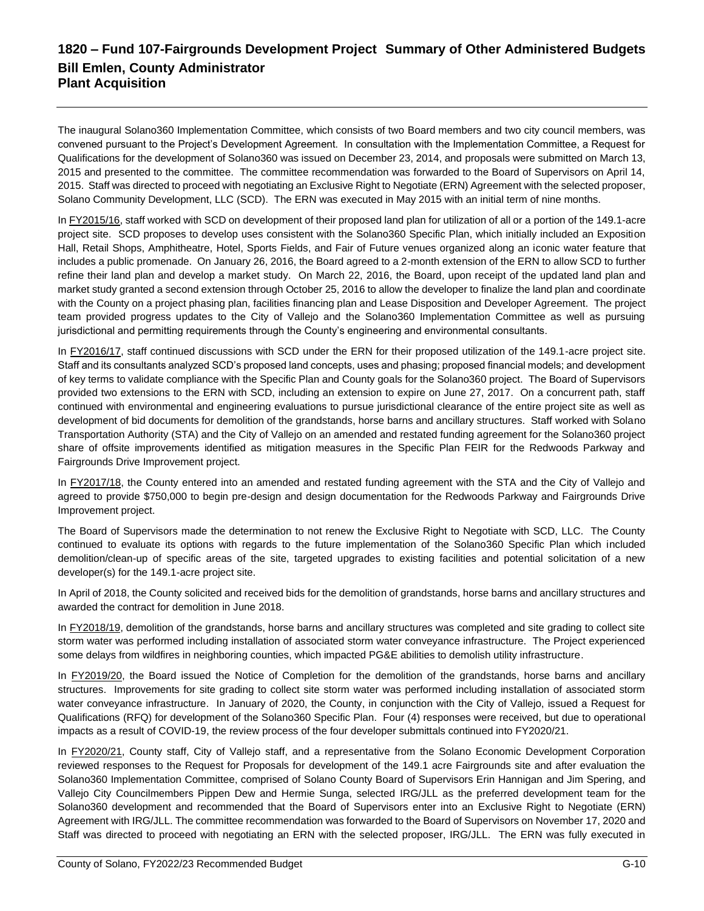# 1820 – Fund 107-Fairgrounds Development Project Summary of Other Administered Budgets
## Bill Emlen, County Administrator
## Plant Acquisition

The inaugural Solano360 Implementation Committee, which consists of two Board members and two city council members, was convened pursuant to the Project's Development Agreement. In consultation with the Implementation Committee, a Request for Qualifications for the development of Solano360 was issued on December 23, 2014, and proposals were submitted on March 13, 2015 and presented to the committee. The committee recommendation was forwarded to the Board of Supervisors on April 14, 2015. Staff was directed to proceed with negotiating an Exclusive Right to Negotiate (ERN) Agreement with the selected proposer, Solano Community Development, LLC (SCD). The ERN was executed in May 2015 with an initial term of nine months.

In FY2015/16, staff worked with SCD on development of their proposed land plan for utilization of all or a portion of the 149.1-acre project site. SCD proposes to develop uses consistent with the Solano360 Specific Plan, which initially included an Exposition Hall, Retail Shops, Amphitheatre, Hotel, Sports Fields, and Fair of Future venues organized along an iconic water feature that includes a public promenade. On January 26, 2016, the Board agreed to a 2-month extension of the ERN to allow SCD to further refine their land plan and develop a market study. On March 22, 2016, the Board, upon receipt of the updated land plan and market study granted a second extension through October 25, 2016 to allow the developer to finalize the land plan and coordinate with the County on a project phasing plan, facilities financing plan and Lease Disposition and Developer Agreement. The project team provided progress updates to the City of Vallejo and the Solano360 Implementation Committee as well as pursuing jurisdictional and permitting requirements through the County's engineering and environmental consultants.

In FY2016/17, staff continued discussions with SCD under the ERN for their proposed utilization of the 149.1-acre project site. Staff and its consultants analyzed SCD's proposed land concepts, uses and phasing; proposed financial models; and development of key terms to validate compliance with the Specific Plan and County goals for the Solano360 project. The Board of Supervisors provided two extensions to the ERN with SCD, including an extension to expire on June 27, 2017. On a concurrent path, staff continued with environmental and engineering evaluations to pursue jurisdictional clearance of the entire project site as well as development of bid documents for demolition of the grandstands, horse barns and ancillary structures. Staff worked with Solano Transportation Authority (STA) and the City of Vallejo on an amended and restated funding agreement for the Solano360 project share of offsite improvements identified as mitigation measures in the Specific Plan FEIR for the Redwoods Parkway and Fairgrounds Drive Improvement project.

In FY2017/18, the County entered into an amended and restated funding agreement with the STA and the City of Vallejo and agreed to provide $750,000 to begin pre-design and design documentation for the Redwoods Parkway and Fairgrounds Drive Improvement project.

The Board of Supervisors made the determination to not renew the Exclusive Right to Negotiate with SCD, LLC. The County continued to evaluate its options with regards to the future implementation of the Solano360 Specific Plan which included demolition/clean-up of specific areas of the site, targeted upgrades to existing facilities and potential solicitation of a new developer(s) for the 149.1-acre project site.

In April of 2018, the County solicited and received bids for the demolition of grandstands, horse barns and ancillary structures and awarded the contract for demolition in June 2018.

In FY2018/19, demolition of the grandstands, horse barns and ancillary structures was completed and site grading to collect site storm water was performed including installation of associated storm water conveyance infrastructure. The Project experienced some delays from wildfires in neighboring counties, which impacted PG&E abilities to demolish utility infrastructure.

In FY2019/20, the Board issued the Notice of Completion for the demolition of the grandstands, horse barns and ancillary structures. Improvements for site grading to collect site storm water was performed including installation of associated storm water conveyance infrastructure. In January of 2020, the County, in conjunction with the City of Vallejo, issued a Request for Qualifications (RFQ) for development of the Solano360 Specific Plan. Four (4) responses were received, but due to operational impacts as a result of COVID-19, the review process of the four developer submittals continued into FY2020/21.

In FY2020/21, County staff, City of Vallejo staff, and a representative from the Solano Economic Development Corporation reviewed responses to the Request for Proposals for development of the 149.1 acre Fairgrounds site and after evaluation the Solano360 Implementation Committee, comprised of Solano County Board of Supervisors Erin Hannigan and Jim Spering, and Vallejo City Councilmembers Pippen Dew and Hermie Sunga, selected IRG/JLL as the preferred development team for the Solano360 development and recommended that the Board of Supervisors enter into an Exclusive Right to Negotiate (ERN) Agreement with IRG/JLL. The committee recommendation was forwarded to the Board of Supervisors on November 17, 2020 and Staff was directed to proceed with negotiating an ERN with the selected proposer, IRG/JLL. The ERN was fully executed in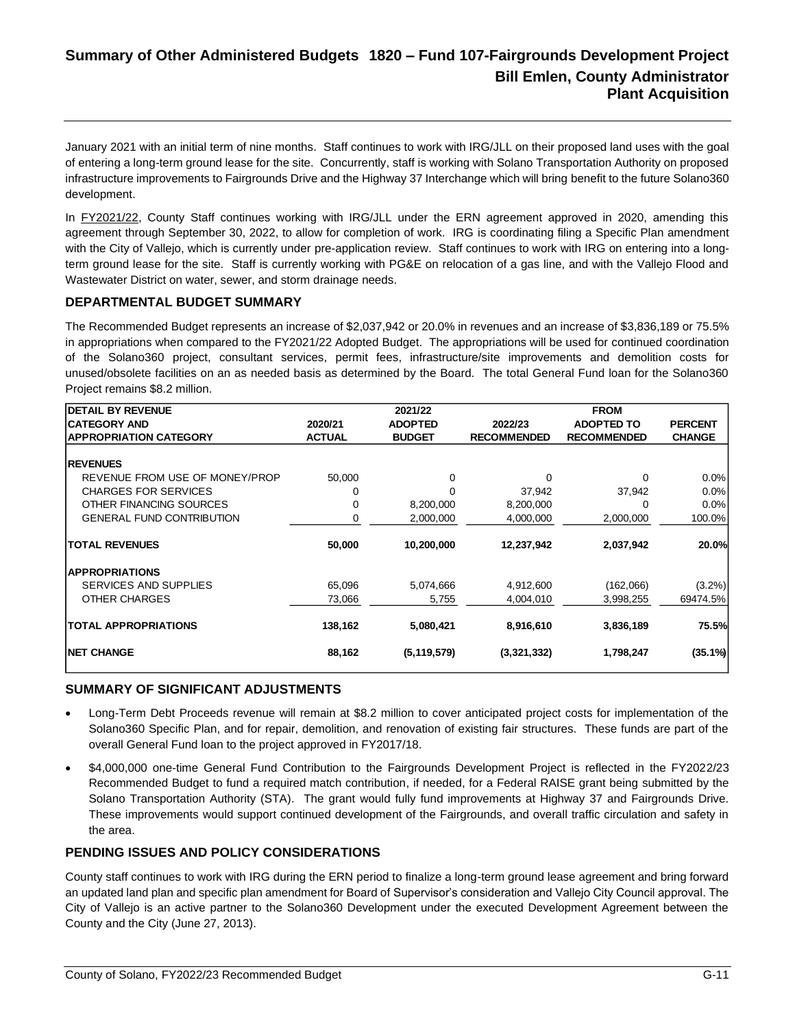# Summary of Other Administered Budgets 1820 – Fund 107-Fairgrounds Development Project

## Bill Emlen, County Administrator

## Plant Acquisition

January 2021 with an initial term of nine months. Staff continues to work with IRG/JLL on their proposed land uses with the goal of entering a long-term ground lease for the site. Concurrently, staff is working with Solano Transportation Authority on proposed infrastructure improvements to Fairgrounds Drive and the Highway 37 Interchange which will bring benefit to the future Solano360 development.

In FY2021/22, County Staff continues working with IRG/JLL under the ERN agreement approved in 2020, amending this agreement through September 30, 2022, to allow for completion of work. IRG is coordinating filing a Specific Plan amendment with the City of Vallejo, which is currently under pre-application review. Staff continues to work with IRG on entering into a long-term ground lease for the site. Staff is currently working with PG&E on relocation of a gas line, and with the Vallejo Flood and Wastewater District on water, sewer, and storm drainage needs.

### DEPARTMENTAL BUDGET SUMMARY

The Recommended Budget represents an increase of $2,037,942 or 20.0% in revenues and an increase of $3,836,189 or 75.5% in appropriations when compared to the FY2021/22 Adopted Budget. The appropriations will be used for continued coordination of the Solano360 project, consultant services, permit fees, infrastructure/site improvements and demolition costs for unused/obsolete facilities on an as needed basis as determined by the Board. The total General Fund loan for the Solano360 Project remains $8.2 million.

| DETAIL BY REVENUE CATEGORY AND APPROPRIATION CATEGORY | 2020/21 ACTUAL | 2021/22 ADOPTED BUDGET | 2022/23 RECOMMENDED | FROM ADOPTED TO RECOMMENDED | PERCENT CHANGE |
|---|---|---|---|---|---|
| **REVENUES** | | | | | |
| REVENUE FROM USE OF MONEY/PROP | 50,000 | 0 | 0 | 0 | 0.0% |
| CHARGES FOR SERVICES | 0 | 0 | 37,942 | 37,942 | 0.0% |
| OTHER FINANCING SOURCES | 0 | 8,200,000 | 8,200,000 | 0 | 0.0% |
| GENERAL FUND CONTRIBUTION | 0 | 2,000,000 | 4,000,000 | 2,000,000 | 100.0% |
| **TOTAL REVENUES** | **50,000** | **10,200,000** | **12,237,942** | **2,037,942** | **20.0%** |
| **APPROPRIATIONS** | | | | | |
| SERVICES AND SUPPLIES | 65,096 | 5,074,666 | 4,912,600 | (162,066) | (3.2%) |
| OTHER CHARGES | 73,066 | 5,755 | 4,004,010 | 3,998,255 | 69474.5% |
| **TOTAL APPROPRIATIONS** | **138,162** | **5,080,421** | **8,916,610** | **3,836,189** | **75.5%** |
| **NET CHANGE** | **88,162** | **(5,119,579)** | **(3,321,332)** | **1,798,247** | **(35.1%)** |

### SUMMARY OF SIGNIFICANT ADJUSTMENTS

- Long-Term Debt Proceeds revenue will remain at $8.2 million to cover anticipated project costs for implementation of the Solano360 Specific Plan, and for repair, demolition, and renovation of existing fair structures. These funds are part of the overall General Fund loan to the project approved in FY2017/18.
- $4,000,000 one-time General Fund Contribution to the Fairgrounds Development Project is reflected in the FY2022/23 Recommended Budget to fund a required match contribution, if needed, for a Federal RAISE grant being submitted by the Solano Transportation Authority (STA). The grant would fully fund improvements at Highway 37 and Fairgrounds Drive. These improvements would support continued development of the Fairgrounds, and overall traffic circulation and safety in the area.

### PENDING ISSUES AND POLICY CONSIDERATIONS

County staff continues to work with IRG during the ERN period to finalize a long-term ground lease agreement and bring forward an updated land plan and specific plan amendment for Board of Supervisor's consideration and Vallejo City Council approval. The City of Vallejo is an active partner to the Solano360 Development under the executed Development Agreement between the County and the City (June 27, 2013).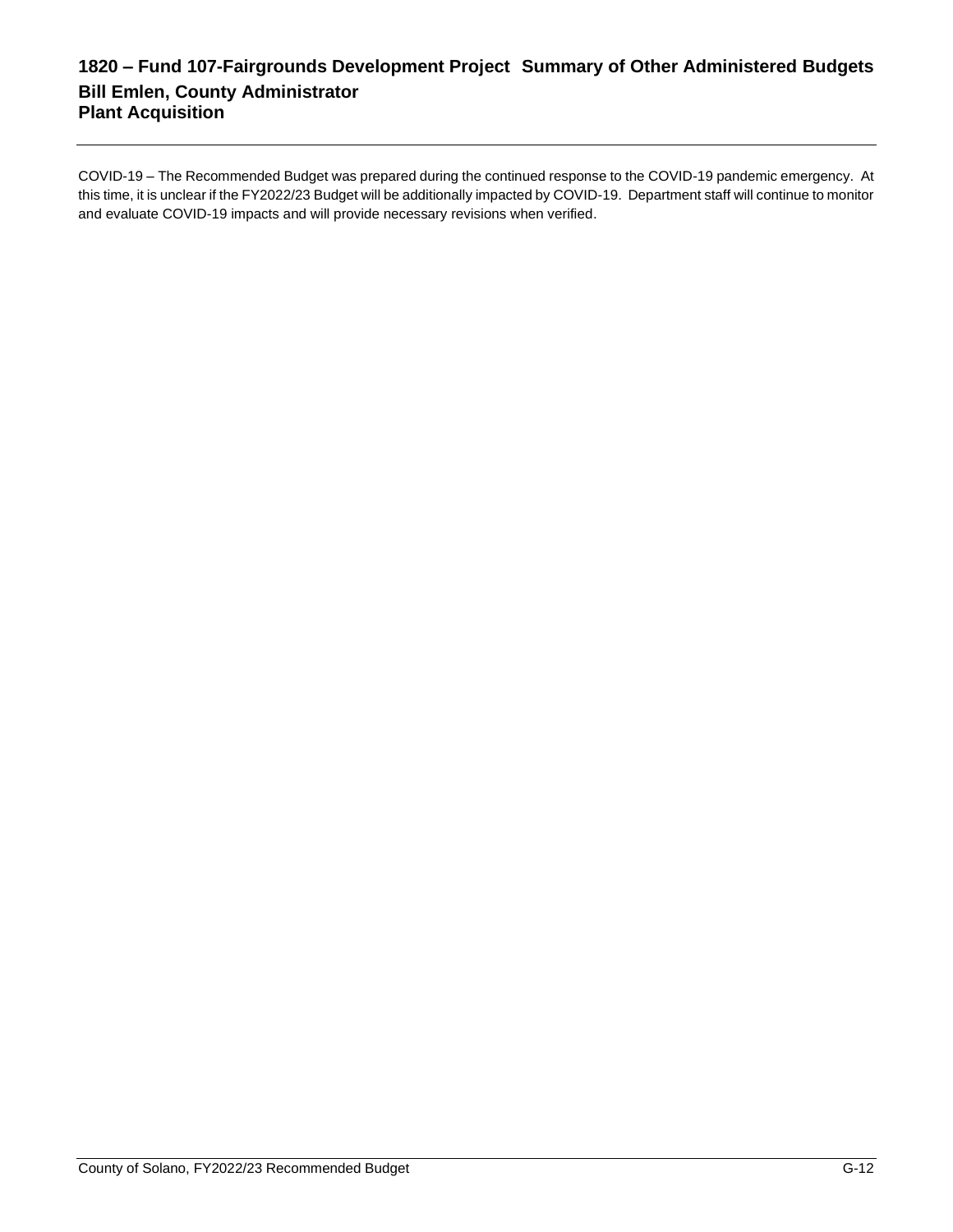COVID-19 – The Recommended Budget was prepared during the continued response to the COVID-19 pandemic emergency. At this time, it is unclear if the FY2022/23 Budget will be additionally impacted by COVID-19. Department staff will continue to monitor and evaluate COVID-19 impacts and will provide necessary revisions when verified.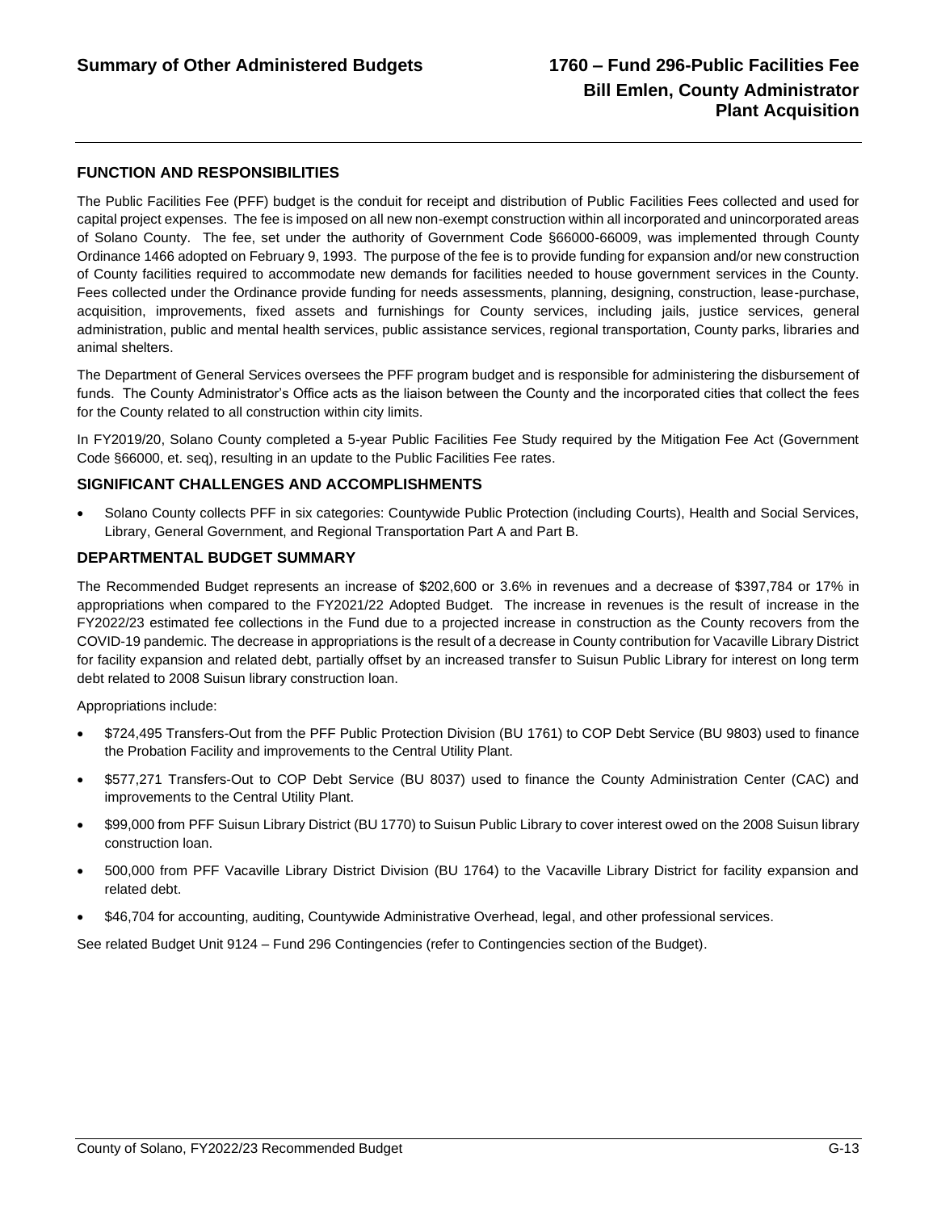# Summary of Other Administered Budgets

# 1760 – Fund 296-Public Facilities Fee
## Bill Emlen, County Administrator
## Plant Acquisition

### FUNCTION AND RESPONSIBILITIES

The Public Facilities Fee (PFF) budget is the conduit for receipt and distribution of Public Facilities Fees collected and used for capital project expenses. The fee is imposed on all new non-exempt construction within all incorporated and unincorporated areas of Solano County. The fee, set under the authority of Government Code §66000-66009, was implemented through County Ordinance 1466 adopted on February 9, 1993. The purpose of the fee is to provide funding for expansion and/or new construction of County facilities required to accommodate new demands for facilities needed to house government services in the County. Fees collected under the Ordinance provide funding for needs assessments, planning, designing, construction, lease-purchase, acquisition, improvements, fixed assets and furnishings for County services, including jails, justice services, general administration, public and mental health services, public assistance services, regional transportation, County parks, libraries and animal shelters.

The Department of General Services oversees the PFF program budget and is responsible for administering the disbursement of funds. The County Administrator's Office acts as the liaison between the County and the incorporated cities that collect the fees for the County related to all construction within city limits.

In FY2019/20, Solano County completed a 5-year Public Facilities Fee Study required by the Mitigation Fee Act (Government Code §66000, et. seq), resulting in an update to the Public Facilities Fee rates.

### SIGNIFICANT CHALLENGES AND ACCOMPLISHMENTS

- Solano County collects PFF in six categories: Countywide Public Protection (including Courts), Health and Social Services, Library, General Government, and Regional Transportation Part A and Part B.

### DEPARTMENTAL BUDGET SUMMARY

The Recommended Budget represents an increase of $202,600 or 3.6% in revenues and a decrease of $397,784 or 17% in appropriations when compared to the FY2021/22 Adopted Budget. The increase in revenues is the result of increase in the FY2022/23 estimated fee collections in the Fund due to a projected increase in construction as the County recovers from the COVID-19 pandemic. The decrease in appropriations is the result of a decrease in County contribution for Vacaville Library District for facility expansion and related debt, partially offset by an increased transfer to Suisun Public Library for interest on long term debt related to 2008 Suisun library construction loan.

Appropriations include:

- $724,495 Transfers-Out from the PFF Public Protection Division (BU 1761) to COP Debt Service (BU 9803) used to finance the Probation Facility and improvements to the Central Utility Plant.
- $577,271 Transfers-Out to COP Debt Service (BU 8037) used to finance the County Administration Center (CAC) and improvements to the Central Utility Plant.
- $99,000 from PFF Suisun Library District (BU 1770) to Suisun Public Library to cover interest owed on the 2008 Suisun library construction loan.
- 500,000 from PFF Vacaville Library District Division (BU 1764) to the Vacaville Library District for facility expansion and related debt.
- $46,704 for accounting, auditing, Countywide Administrative Overhead, legal, and other professional services.

See related Budget Unit 9124 – Fund 296 Contingencies (refer to Contingencies section of the Budget).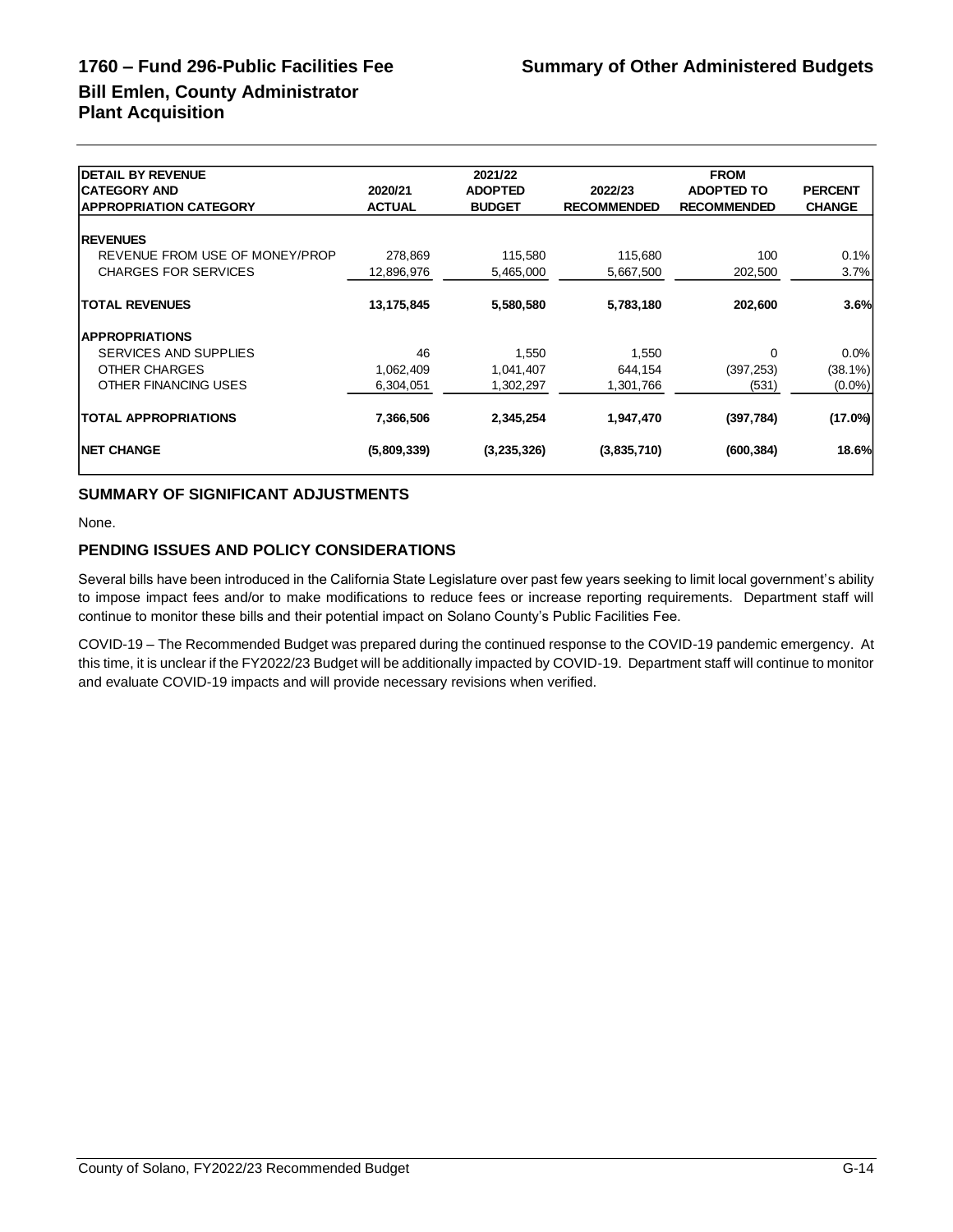# 1760 – Fund 296-Public Facilities Fee

## Bill Emlen, County Administrator
## Plant Acquisition

| DETAIL BY REVENUE CATEGORY AND APPROPRIATION CATEGORY | 2020/21 ACTUAL | 2021/22 ADOPTED BUDGET | 2022/23 RECOMMENDED | FROM ADOPTED TO RECOMMENDED | PERCENT CHANGE |
|---|---|---|---|---|---|
| **REVENUES** | | | | | |
| REVENUE FROM USE OF MONEY/PROP | 278,869 | 115,580 | 115,680 | 100 | 0.1% |
| CHARGES FOR SERVICES | 12,896,976 | 5,465,000 | 5,667,500 | 202,500 | 3.7% |
| **TOTAL REVENUES** | **13,175,845** | **5,580,580** | **5,783,180** | **202,600** | **3.6%** |
| **APPROPRIATIONS** | | | | | |
| SERVICES AND SUPPLIES | 46 | 1,550 | 1,550 | 0 | 0.0% |
| OTHER CHARGES | 1,062,409 | 1,041,407 | 644,154 | (397,253) | (38.1%) |
| OTHER FINANCING USES | 6,304,051 | 1,302,297 | 1,301,766 | (531) | (0.0%) |
| **TOTAL APPROPRIATIONS** | **7,366,506** | **2,345,254** | **1,947,470** | **(397,784)** | **(17.0%)** |
| **NET CHANGE** | **(5,809,339)** | **(3,235,326)** | **(3,835,710)** | **(600,384)** | **18.6%** |

### SUMMARY OF SIGNIFICANT ADJUSTMENTS

None.

### PENDING ISSUES AND POLICY CONSIDERATIONS

Several bills have been introduced in the California State Legislature over past few years seeking to limit local government's ability to impose impact fees and/or to make modifications to reduce fees or increase reporting requirements. Department staff will continue to monitor these bills and their potential impact on Solano County's Public Facilities Fee.

COVID-19 – The Recommended Budget was prepared during the continued response to the COVID-19 pandemic emergency. At this time, it is unclear if the FY2022/23 Budget will be additionally impacted by COVID-19. Department staff will continue to monitor and evaluate COVID-19 impacts and will provide necessary revisions when verified.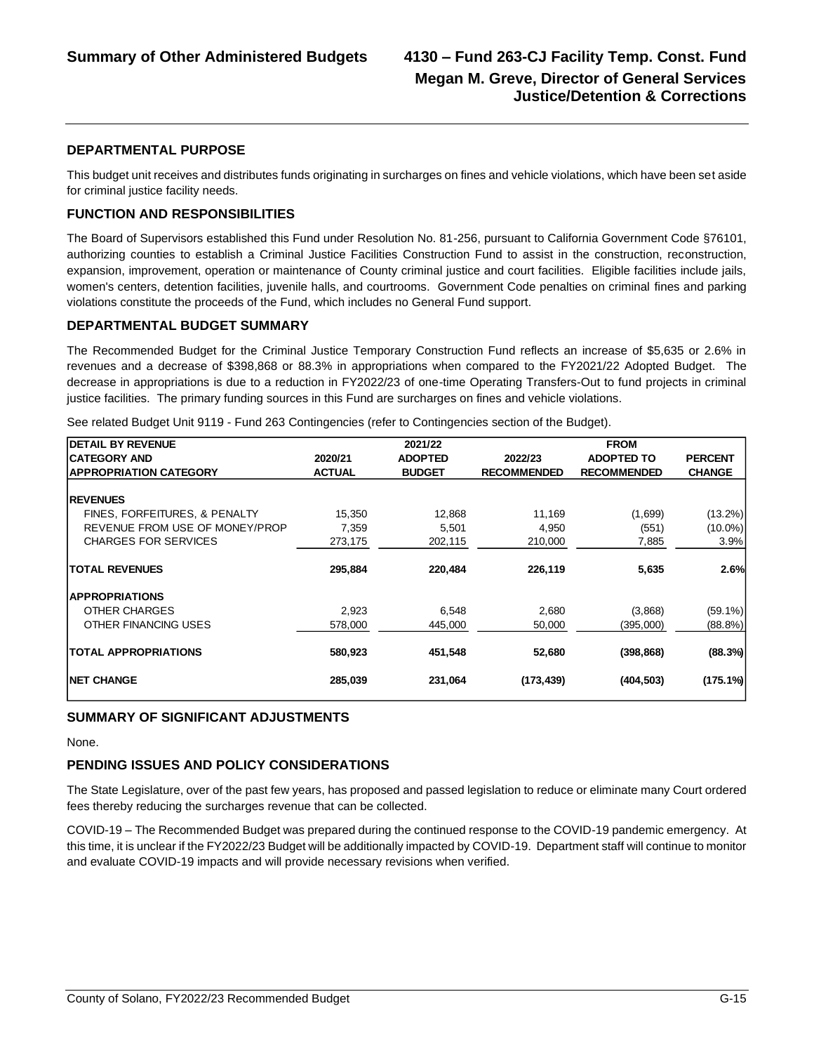# Summary of Other Administered Budgets

## 4130 – Fund 263-CJ Facility Temp. Const. Fund

**Megan M. Greve, Director of General Services**
**Justice/Detention & Corrections**

### DEPARTMENTAL PURPOSE

This budget unit receives and distributes funds originating in surcharges on fines and vehicle violations, which have been set aside for criminal justice facility needs.

### FUNCTION AND RESPONSIBILITIES

The Board of Supervisors established this Fund under Resolution No. 81-256, pursuant to California Government Code §76101, authorizing counties to establish a Criminal Justice Facilities Construction Fund to assist in the construction, reconstruction, expansion, improvement, operation or maintenance of County criminal justice and court facilities. Eligible facilities include jails, women's centers, detention facilities, juvenile halls, and courtrooms. Government Code penalties on criminal fines and parking violations constitute the proceeds of the Fund, which includes no General Fund support.

### DEPARTMENTAL BUDGET SUMMARY

The Recommended Budget for the Criminal Justice Temporary Construction Fund reflects an increase of $5,635 or 2.6% in revenues and a decrease of $398,868 or 88.3% in appropriations when compared to the FY2021/22 Adopted Budget. The decrease in appropriations is due to a reduction in FY2022/23 of one-time Operating Transfers-Out to fund projects in criminal justice facilities. The primary funding sources in this Fund are surcharges on fines and vehicle violations.

See related Budget Unit 9119 - Fund 263 Contingencies (refer to Contingencies section of the Budget).

| DETAIL BY REVENUE CATEGORY AND APPROPRIATION CATEGORY | 2020/21 ACTUAL | 2021/22 ADOPTED BUDGET | 2022/23 RECOMMENDED | FROM ADOPTED TO RECOMMENDED | PERCENT CHANGE |
|---|---|---|---|---|---|
| **REVENUES** | | | | | |
| FINES, FORFEITURES, & PENALTY | 15,350 | 12,868 | 11,169 | (1,699) | (13.2%) |
| REVENUE FROM USE OF MONEY/PROP | 7,359 | 5,501 | 4,950 | (551) | (10.0%) |
| CHARGES FOR SERVICES | 273,175 | 202,115 | 210,000 | 7,885 | 3.9% |
| **TOTAL REVENUES** | **295,884** | **220,484** | **226,119** | **5,635** | **2.6%** |
| **APPROPRIATIONS** | | | | | |
| OTHER CHARGES | 2,923 | 6,548 | 2,680 | (3,868) | (59.1%) |
| OTHER FINANCING USES | 578,000 | 445,000 | 50,000 | (395,000) | (88.8%) |
| **TOTAL APPROPRIATIONS** | **580,923** | **451,548** | **52,680** | **(398,868)** | **(88.3%)** |
| **NET CHANGE** | **285,039** | **231,064** | **(173,439)** | **(404,503)** | **(175.1%)** |

### SUMMARY OF SIGNIFICANT ADJUSTMENTS

None.

### PENDING ISSUES AND POLICY CONSIDERATIONS

The State Legislature, over of the past few years, has proposed and passed legislation to reduce or eliminate many Court ordered fees thereby reducing the surcharges revenue that can be collected.

COVID-19 – The Recommended Budget was prepared during the continued response to the COVID-19 pandemic emergency. At this time, it is unclear if the FY2022/23 Budget will be additionally impacted by COVID-19. Department staff will continue to monitor and evaluate COVID-19 impacts and will provide necessary revisions when verified.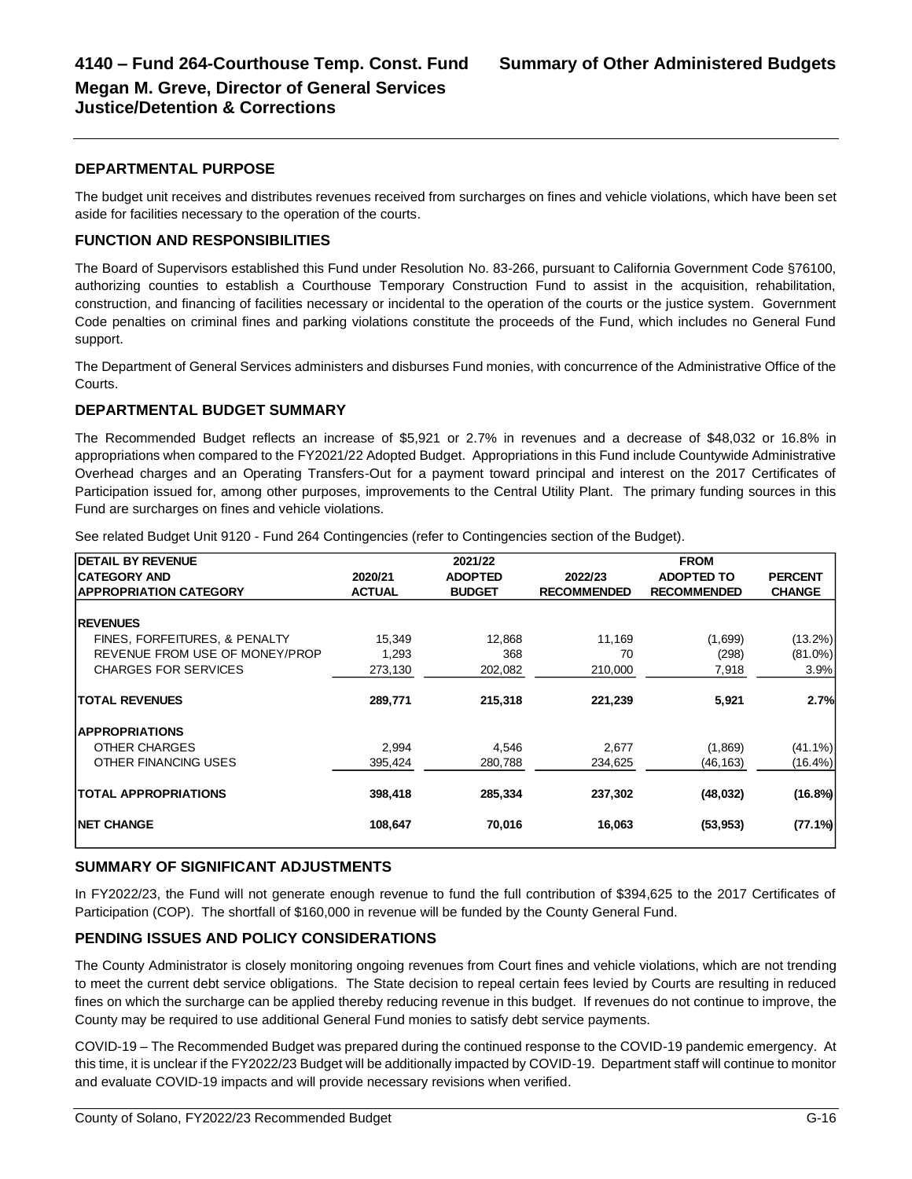# 4140 – Fund 264-Courthouse Temp. Const. Fund

**Summary of Other Administered Budgets**

## Megan M. Greve, Director of General Services
## Justice/Detention & Corrections

### DEPARTMENTAL PURPOSE

The budget unit receives and distributes revenues received from surcharges on fines and vehicle violations, which have been set aside for facilities necessary to the operation of the courts.

### FUNCTION AND RESPONSIBILITIES

The Board of Supervisors established this Fund under Resolution No. 83-266, pursuant to California Government Code §76100, authorizing counties to establish a Courthouse Temporary Construction Fund to assist in the acquisition, rehabilitation, construction, and financing of facilities necessary or incidental to the operation of the courts or the justice system. Government Code penalties on criminal fines and parking violations constitute the proceeds of the Fund, which includes no General Fund support.

The Department of General Services administers and disburses Fund monies, with concurrence of the Administrative Office of the Courts.

### DEPARTMENTAL BUDGET SUMMARY

The Recommended Budget reflects an increase of $5,921 or 2.7% in revenues and a decrease of $48,032 or 16.8% in appropriations when compared to the FY2021/22 Adopted Budget. Appropriations in this Fund include Countywide Administrative Overhead charges and an Operating Transfers-Out for a payment toward principal and interest on the 2017 Certificates of Participation issued for, among other purposes, improvements to the Central Utility Plant. The primary funding sources in this Fund are surcharges on fines and vehicle violations.

See related Budget Unit 9120 - Fund 264 Contingencies (refer to Contingencies section of the Budget).

| DETAIL BY REVENUE CATEGORY AND APPROPRIATION CATEGORY | 2020/21 ACTUAL | 2021/22 ADOPTED BUDGET | 2022/23 RECOMMENDED | FROM ADOPTED TO RECOMMENDED | PERCENT CHANGE |
|---|---|---|---|---|---|
| **REVENUES** | | | | | |
| FINES, FORFEITURES, & PENALTY | 15,349 | 12,868 | 11,169 | (1,699) | (13.2%) |
| REVENUE FROM USE OF MONEY/PROP | 1,293 | 368 | 70 | (298) | (81.0%) |
| CHARGES FOR SERVICES | 273,130 | 202,082 | 210,000 | 7,918 | 3.9% |
| **TOTAL REVENUES** | **289,771** | **215,318** | **221,239** | **5,921** | **2.7%** |
| **APPROPRIATIONS** | | | | | |
| OTHER CHARGES | 2,994 | 4,546 | 2,677 | (1,869) | (41.1%) |
| OTHER FINANCING USES | 395,424 | 280,788 | 234,625 | (46,163) | (16.4%) |
| **TOTAL APPROPRIATIONS** | **398,418** | **285,334** | **237,302** | **(48,032)** | **(16.8%)** |
| **NET CHANGE** | **108,647** | **70,016** | **16,063** | **(53,953)** | **(77.1%)** |

### SUMMARY OF SIGNIFICANT ADJUSTMENTS

In FY2022/23, the Fund will not generate enough revenue to fund the full contribution of $394,625 to the 2017 Certificates of Participation (COP). The shortfall of $160,000 in revenue will be funded by the County General Fund.

### PENDING ISSUES AND POLICY CONSIDERATIONS

The County Administrator is closely monitoring ongoing revenues from Court fines and vehicle violations, which are not trending to meet the current debt service obligations. The State decision to repeal certain fees levied by Courts are resulting in reduced fines on which the surcharge can be applied thereby reducing revenue in this budget. If revenues do not continue to improve, the County may be required to use additional General Fund monies to satisfy debt service payments.

COVID-19 – The Recommended Budget was prepared during the continued response to the COVID-19 pandemic emergency. At this time, it is unclear if the FY2022/23 Budget will be additionally impacted by COVID-19. Department staff will continue to monitor and evaluate COVID-19 impacts and will provide necessary revisions when verified.